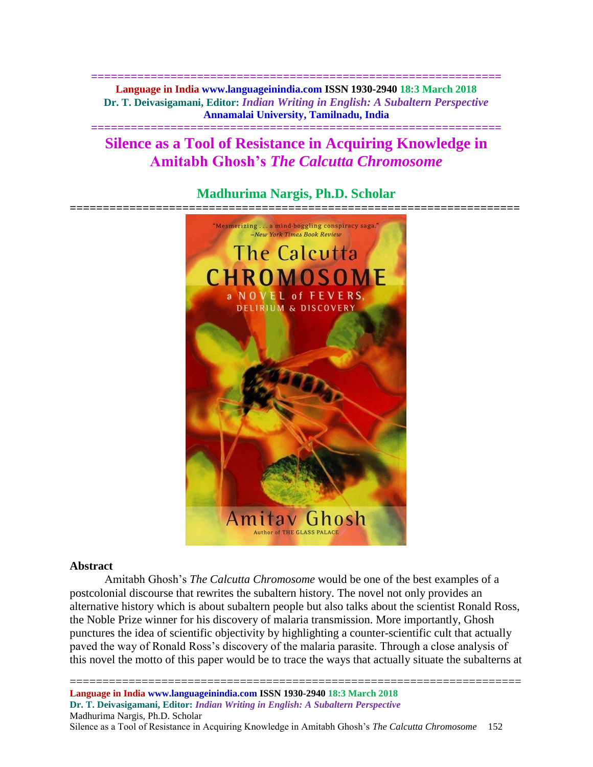# Silence as a Tool of Resistance in Acquiring Knowledge in Amitabh Ghosh's *The Calcutta Chromosome*

## Madhurima Nargis, Ph.D. Scholar

### Abstract

Amitabh Ghosh's *The Calcutta Chromosome* would be one of the best examples of a postcolonial discourse that rewrites the subaltern history. The novel not only provides an alternative history which is about subaltern people but also talks about the scientist Ronald Ross, the Noble Prize winner for his discovery of malaria transmission. More importantly, Ghosh punctures the idea of scientific objectivity by highlighting a counter-scientific cult that actually paved the way of Ronald Ross's discovery of the malaria parasite. Through a close analysis of this novel the motto of this paper would be to trace the ways that actually situate the subalterns at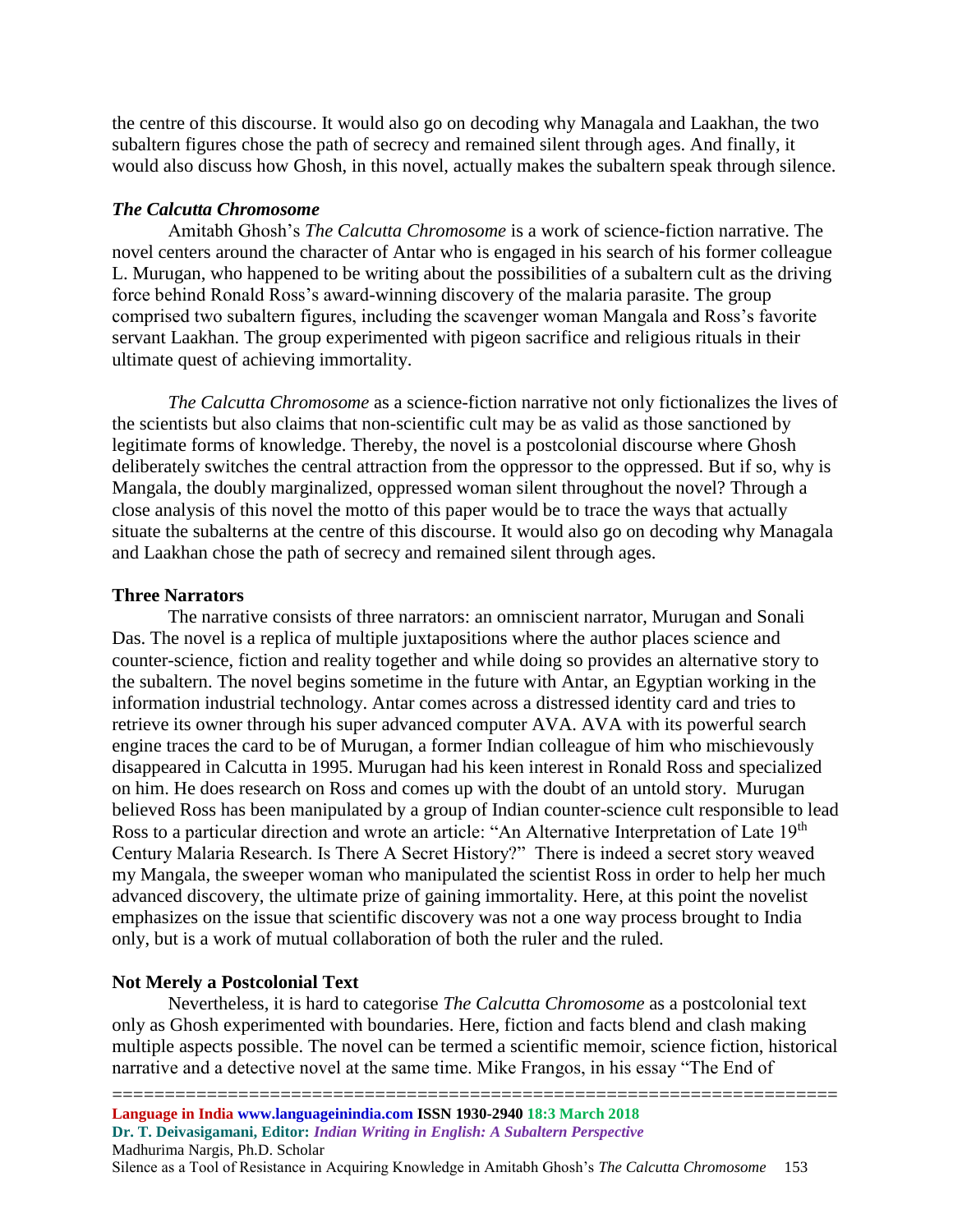the centre of this discourse. It would also go on decoding why Managala and Laakhan, the two subaltern figures chose the path of secrecy and remained silent through ages. And finally, it would also discuss how Ghosh, in this novel, actually makes the subaltern speak through silence.

### *The Calcutta Chromosome*

Amitabh Ghosh's *The Calcutta Chromosome* is a work of science-fiction narrative. The novel centers around the character of Antar who is engaged in his search of his former colleague L. Murugan, who happened to be writing about the possibilities of a subaltern cult as the driving force behind Ronald Ross's award-winning discovery of the malaria parasite. The group comprised two subaltern figures, including the scavenger woman Mangala and Ross's favorite servant Laakhan. The group experimented with pigeon sacrifice and religious rituals in their ultimate quest of achieving immortality.

*The Calcutta Chromosome* as a science-fiction narrative not only fictionalizes the lives of the scientists but also claims that non-scientific cult may be as valid as those sanctioned by legitimate forms of knowledge. Thereby, the novel is a postcolonial discourse where Ghosh deliberately switches the central attraction from the oppressor to the oppressed. But if so, why is Mangala, the doubly marginalized, oppressed woman silent throughout the novel? Through a close analysis of this novel the motto of this paper would be to trace the ways that actually situate the subalterns at the centre of this discourse. It would also go on decoding why Managala and Laakhan chose the path of secrecy and remained silent through ages.

### Three Narrators

The narrative consists of three narrators: an omniscient narrator, Murugan and Sonali Das. The novel is a replica of multiple juxtapositions where the author places science and counter-science, fiction and reality together and while doing so provides an alternative story to the subaltern. The novel begins sometime in the future with Antar, an Egyptian working in the information industrial technology. Antar comes across a distressed identity card and tries to retrieve its owner through his super advanced computer AVA. AVA with its powerful search engine traces the card to be of Murugan, a former Indian colleague of him who mischievously disappeared in Calcutta in 1995. Murugan had his keen interest in Ronald Ross and specialized on him. He does research on Ross and comes up with the doubt of an untold story. Murugan believed Ross has been manipulated by a group of Indian counter-science cult responsible to lead Ross to a particular direction and wrote an article: "An Alternative Interpretation of Late 19th Century Malaria Research. Is There A Secret History?" There is indeed a secret story weaved my Mangala, the sweeper woman who manipulated the scientist Ross in order to help her much advanced discovery, the ultimate prize of gaining immortality. Here, at this point the novelist emphasizes on the issue that scientific discovery was not a one way process brought to India only, but is a work of mutual collaboration of both the ruler and the ruled.

### Not Merely a Postcolonial Text

Nevertheless, it is hard to categorise *The Calcutta Chromosome* as a postcolonial text only as Ghosh experimented with boundaries. Here, fiction and facts blend and clash making multiple aspects possible. The novel can be termed a scientific memoir, science fiction, historical narrative and a detective novel at the same time. Mike Frangos, in his essay "The End of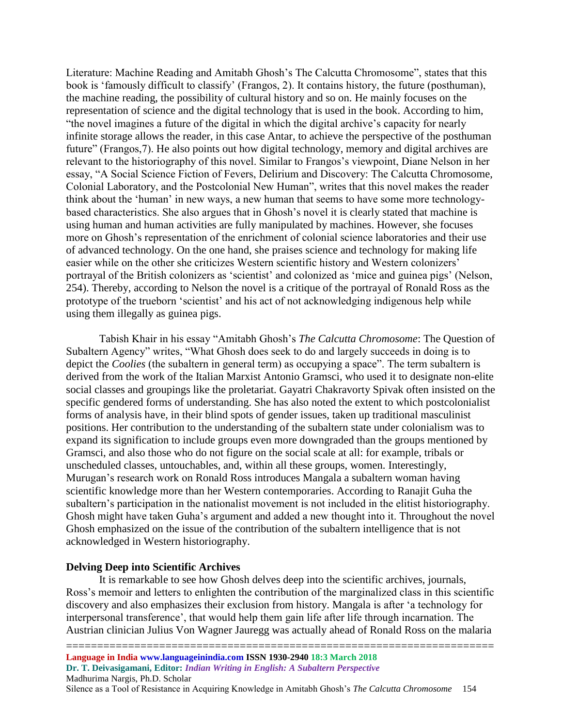Literature: Machine Reading and Amitabh Ghosh's The Calcutta Chromosome", states that this book is 'famously difficult to classify' (Frangos, 2). It contains history, the future (posthuman), the machine reading, the possibility of cultural history and so on. He mainly focuses on the representation of science and the digital technology that is used in the book. According to him, "the novel imagines a future of the digital in which the digital archive's capacity for nearly infinite storage allows the reader, in this case Antar, to achieve the perspective of the posthuman future" (Frangos,7). He also points out how digital technology, memory and digital archives are relevant to the historiography of this novel. Similar to Frangos's viewpoint, Diane Nelson in her essay, "A Social Science Fiction of Fevers, Delirium and Discovery: The Calcutta Chromosome, Colonial Laboratory, and the Postcolonial New Human", writes that this novel makes the reader think about the 'human' in new ways, a new human that seems to have some more technology-based characteristics. She also argues that in Ghosh's novel it is clearly stated that machine is using human and human activities are fully manipulated by machines. However, she focuses more on Ghosh's representation of the enrichment of colonial science laboratories and their use of advanced technology. On the one hand, she praises science and technology for making life easier while on the other she criticizes Western scientific history and Western colonizers' portrayal of the British colonizers as 'scientist' and colonized as 'mice and guinea pigs' (Nelson, 254). Thereby, according to Nelson the novel is a critique of the portrayal of Ronald Ross as the prototype of the trueborn 'scientist' and his act of not acknowledging indigenous help while using them illegally as guinea pigs.

Tabish Khair in his essay "Amitabh Ghosh's *The Calcutta Chromosome*: The Question of Subaltern Agency" writes, "What Ghosh does seek to do and largely succeeds in doing is to depict the *Coolies* (the subaltern in general term) as occupying a space". The term subaltern is derived from the work of the Italian Marxist Antonio Gramsci, who used it to designate non-elite social classes and groupings like the proletariat. Gayatri Chakravorty Spivak often insisted on the specific gendered forms of understanding. She has also noted the extent to which postcolonialist forms of analysis have, in their blind spots of gender issues, taken up traditional masculinist positions. Her contribution to the understanding of the subaltern state under colonialism was to expand its signification to include groups even more downgraded than the groups mentioned by Gramsci, and also those who do not figure on the social scale at all: for example, tribals or unscheduled classes, untouchables, and, within all these groups, women. Interestingly, Murugan's research work on Ronald Ross introduces Mangala a subaltern woman having scientific knowledge more than her Western contemporaries. According to Ranajit Guha the subaltern's participation in the nationalist movement is not included in the elitist historiography. Ghosh might have taken Guha's argument and added a new thought into it. Throughout the novel Ghosh emphasized on the issue of the contribution of the subaltern intelligence that is not acknowledged in Western historiography.

### Delving Deep into Scientific Archives

It is remarkable to see how Ghosh delves deep into the scientific archives, journals, Ross's memoir and letters to enlighten the contribution of the marginalized class in this scientific discovery and also emphasizes their exclusion from history. Mangala is after 'a technology for interpersonal transference', that would help them gain life after life through incarnation. The Austrian clinician Julius Von Wagner Jauregg was actually ahead of Ronald Ross on the malaria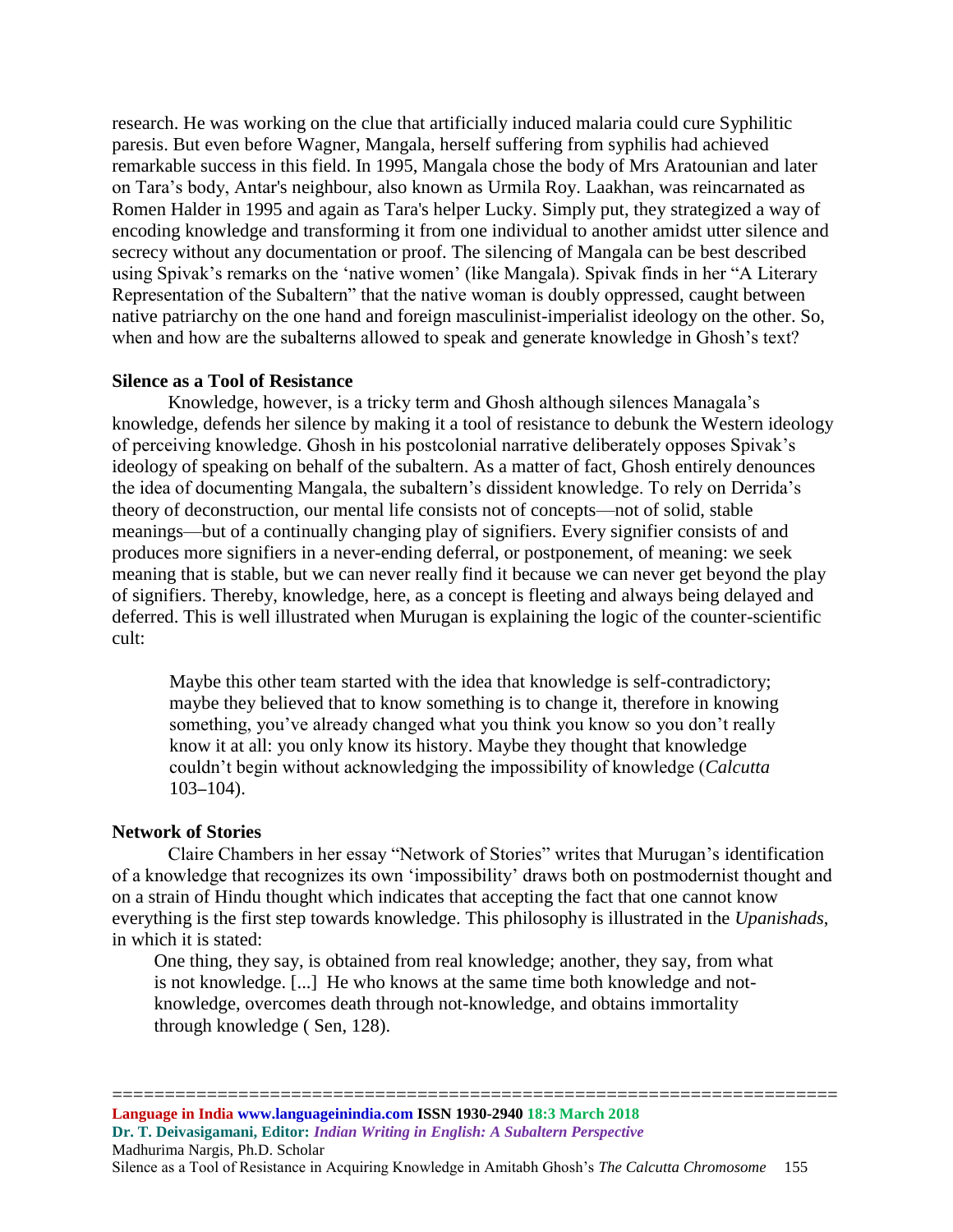research. He was working on the clue that artificially induced malaria could cure Syphilitic paresis. But even before Wagner, Mangala, herself suffering from syphilis had achieved remarkable success in this field. In 1995, Mangala chose the body of Mrs Aratounian and later on Tara's body, Antar's neighbour, also known as Urmila Roy. Laakhan, was reincarnated as Romen Halder in 1995 and again as Tara's helper Lucky. Simply put, they strategized a way of encoding knowledge and transforming it from one individual to another amidst utter silence and secrecy without any documentation or proof. The silencing of Mangala can be best described using Spivak's remarks on the 'native women' (like Mangala). Spivak finds in her "A Literary Representation of the Subaltern" that the native woman is doubly oppressed, caught between native patriarchy on the one hand and foreign masculinist-imperialist ideology on the other. So, when and how are the subalterns allowed to speak and generate knowledge in Ghosh's text?

### Silence as a Tool of Resistance

Knowledge, however, is a tricky term and Ghosh although silences Managala's knowledge, defends her silence by making it a tool of resistance to debunk the Western ideology of perceiving knowledge. Ghosh in his postcolonial narrative deliberately opposes Spivak's ideology of speaking on behalf of the subaltern. As a matter of fact, Ghosh entirely denounces the idea of documenting Mangala, the subaltern's dissident knowledge. To rely on Derrida's theory of deconstruction, our mental life consists not of concepts—not of solid, stable meanings—but of a continually changing play of signifiers. Every signifier consists of and produces more signifiers in a never-ending deferral, or postponement, of meaning: we seek meaning that is stable, but we can never really find it because we can never get beyond the play of signifiers. Thereby, knowledge, here, as a concept is fleeting and always being delayed and deferred. This is well illustrated when Murugan is explaining the logic of the counter-scientific cult:

> Maybe this other team started with the idea that knowledge is self-contradictory; maybe they believed that to know something is to change it, therefore in knowing something, you've already changed what you think you know so you don't really know it at all: you only know its history. Maybe they thought that knowledge couldn't begin without acknowledging the impossibility of knowledge (*Calcutta* 103–104).

### Network of Stories

Claire Chambers in her essay "Network of Stories" writes that Murugan's identification of a knowledge that recognizes its own 'impossibility' draws both on postmodernist thought and on a strain of Hindu thought which indicates that accepting the fact that one cannot know everything is the first step towards knowledge. This philosophy is illustrated in the *Upanishads*, in which it is stated:

> One thing, they say, is obtained from real knowledge; another, they say, from what is not knowledge. [...] He who knows at the same time both knowledge and not-knowledge, overcomes death through not-knowledge, and obtains immortality through knowledge ( Sen, 128).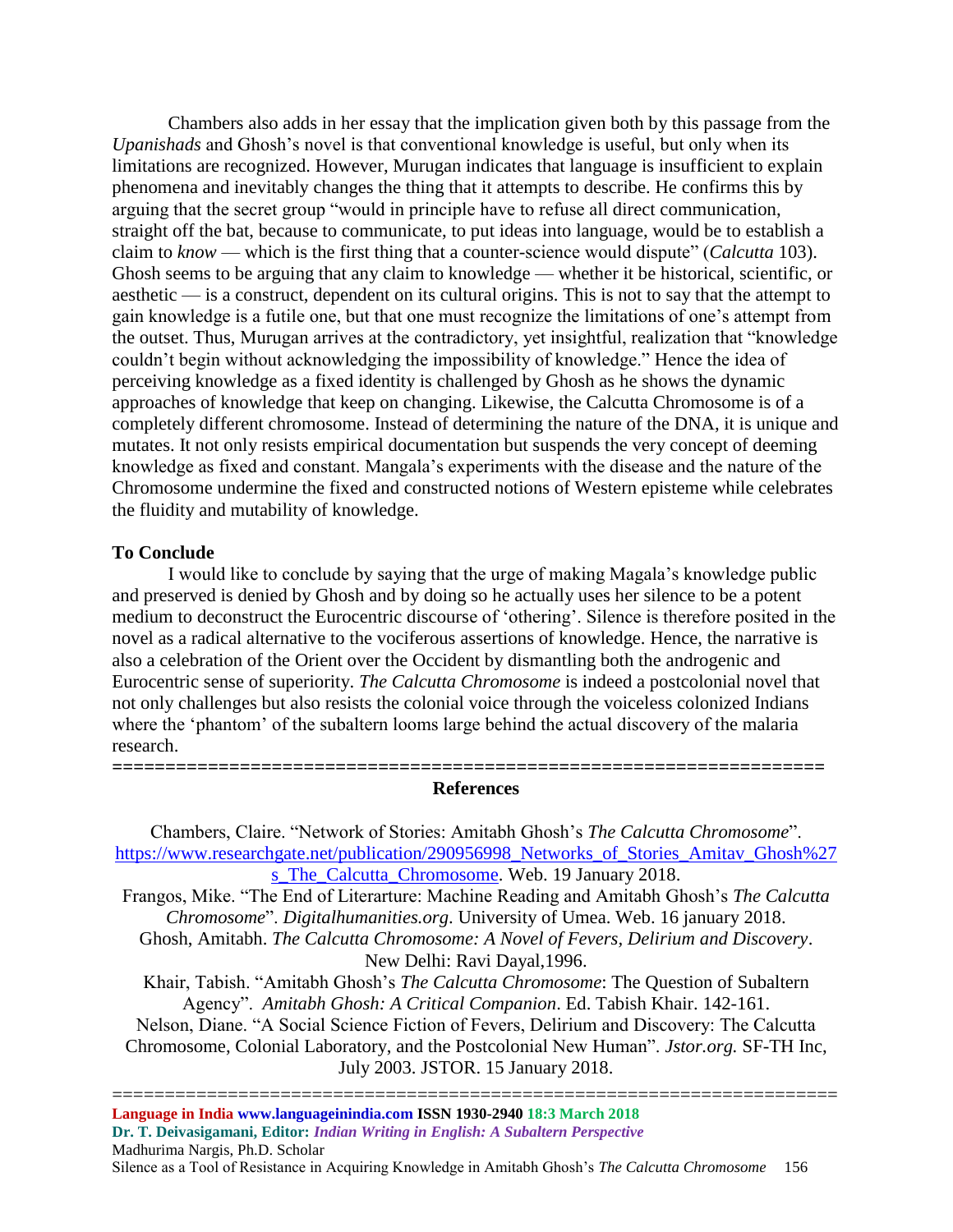Chambers also adds in her essay that the implication given both by this passage from the *Upanishads* and Ghosh's novel is that conventional knowledge is useful, but only when its limitations are recognized. However, Murugan indicates that language is insufficient to explain phenomena and inevitably changes the thing that it attempts to describe. He confirms this by arguing that the secret group "would in principle have to refuse all direct communication, straight off the bat, because to communicate, to put ideas into language, would be to establish a claim to *know* — which is the first thing that a counter-science would dispute" (*Calcutta* 103). Ghosh seems to be arguing that any claim to knowledge — whether it be historical, scientific, or aesthetic — is a construct, dependent on its cultural origins. This is not to say that the attempt to gain knowledge is a futile one, but that one must recognize the limitations of one's attempt from the outset. Thus, Murugan arrives at the contradictory, yet insightful, realization that "knowledge couldn't begin without acknowledging the impossibility of knowledge." Hence the idea of perceiving knowledge as a fixed identity is challenged by Ghosh as he shows the dynamic approaches of knowledge that keep on changing. Likewise, the Calcutta Chromosome is of a completely different chromosome. Instead of determining the nature of the DNA, it is unique and mutates. It not only resists empirical documentation but suspends the very concept of deeming knowledge as fixed and constant. Mangala's experiments with the disease and the nature of the Chromosome undermine the fixed and constructed notions of Western episteme while celebrates the fluidity and mutability of knowledge.

**To Conclude**

I would like to conclude by saying that the urge of making Magala's knowledge public and preserved is denied by Ghosh and by doing so he actually uses her silence to be a potent medium to deconstruct the Eurocentric discourse of 'othering'. Silence is therefore posited in the novel as a radical alternative to the vociferous assertions of knowledge. Hence, the narrative is also a celebration of the Orient over the Occident by dismantling both the androgenic and Eurocentric sense of superiority. *The Calcutta Chromosome* is indeed a postcolonial novel that not only challenges but also resists the colonial voice through the voiceless colonized Indians where the 'phantom' of the subaltern looms large behind the actual discovery of the malaria research.

================================================================

**References**

Chambers, Claire. "Network of Stories: Amitabh Ghosh's *The Calcutta Chromosome*". https://www.researchgate.net/publication/290956998_Networks_of_Stories_Amitav_Ghosh%27s_The_Calcutta_Chromosome. Web. 19 January 2018.

Frangos, Mike. "The End of Literarture: Machine Reading and Amitabh Ghosh's *The Calcutta Chromosome*". *Digitalhumanities.org*. University of Umea. Web. 16 january 2018.

Ghosh, Amitabh. *The Calcutta Chromosome: A Novel of Fevers, Delirium and Discovery*. New Delhi: Ravi Dayal,1996.

Khair, Tabish. "Amitabh Ghosh's *The Calcutta Chromosome*: The Question of Subaltern Agency". *Amitabh Ghosh: A Critical Companion*. Ed. Tabish Khair. 142-161.

Nelson, Diane. "A Social Science Fiction of Fevers, Delirium and Discovery: The Calcutta Chromosome, Colonial Laboratory, and the Postcolonial New Human". *Jstor.org.* SF-TH Inc, July 2003. JSTOR. 15 January 2018.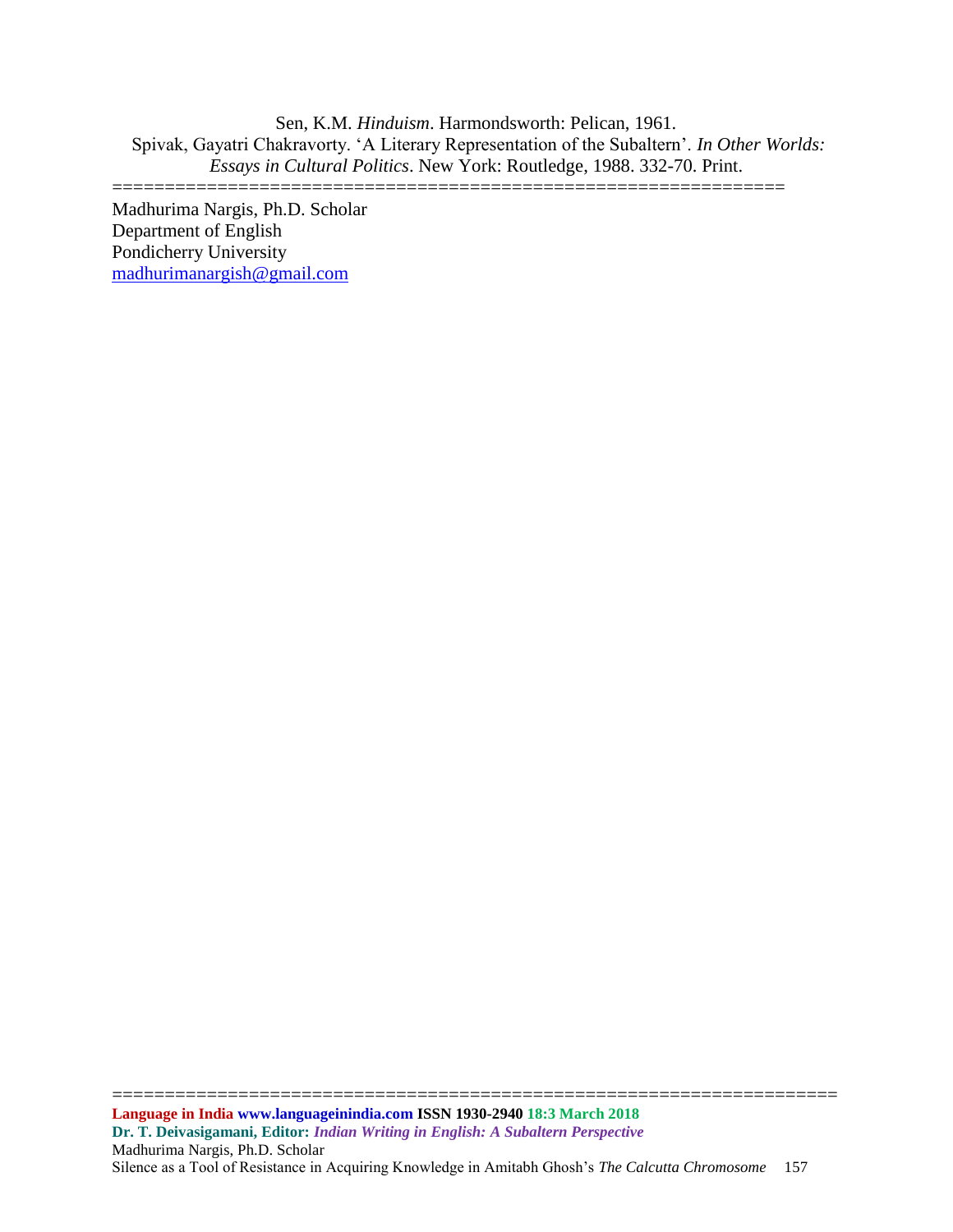Sen, K.M. *Hinduism*. Harmondsworth: Pelican, 1961.

Spivak, Gayatri Chakravorty. 'A Literary Representation of the Subaltern'. *In Other Worlds: Essays in Cultural Politics*. New York: Routledge, 1988. 332-70. Print.

================================================================

Madhurima Nargis, Ph.D. Scholar
Department of English
Pondicherry University
madhurimanargish@gmail.com